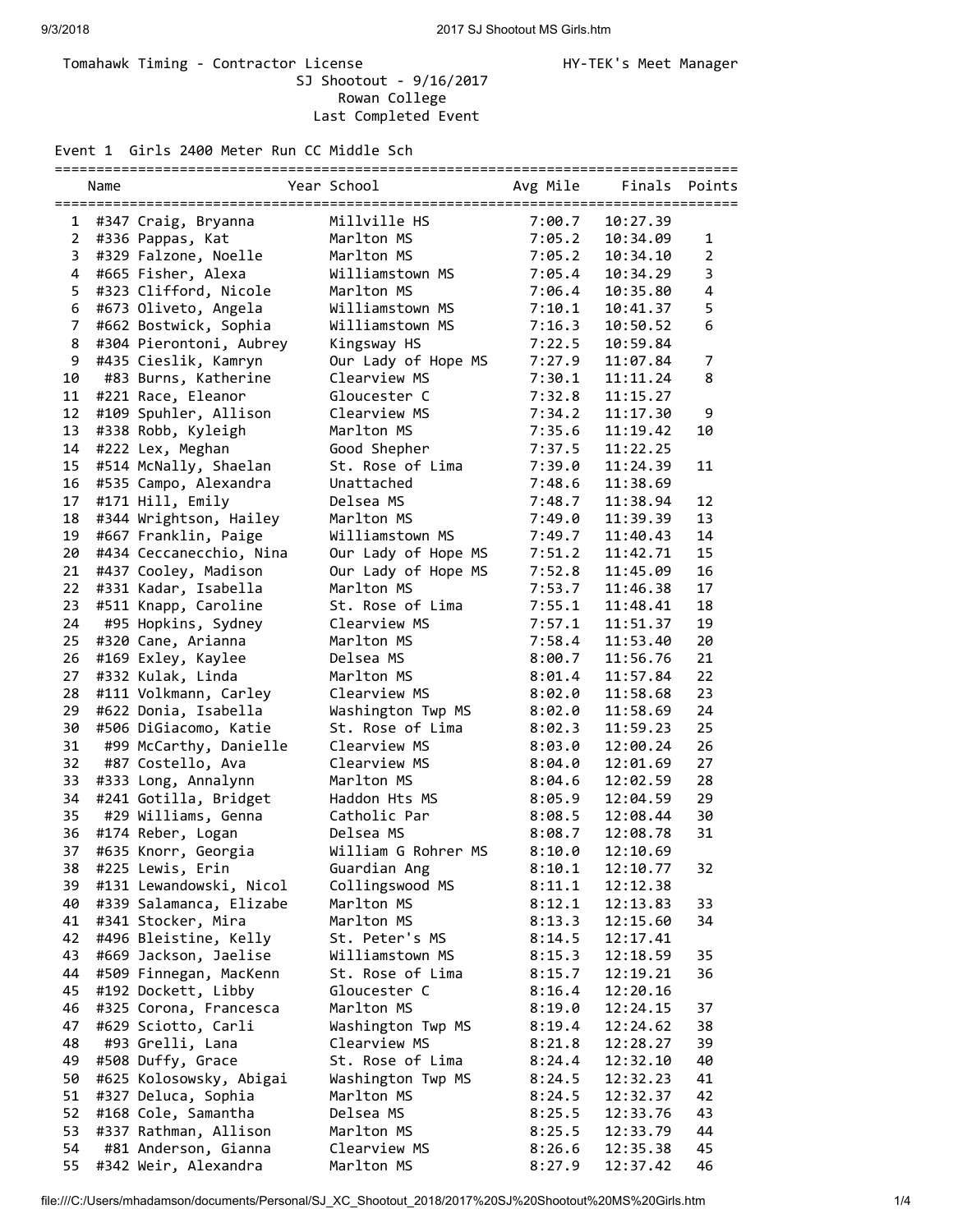Tomahawk Timing - Contractor License HY-TEK's Meet Manager

SJ Shootout - 9/16/2017
Rowan College
Last Completed Event

Event 1 Girls 2400 Meter Run CC Middle Sch

| | Name | Year School | Avg Mile | Finals | Points |
|---|---|---|---|---|---|
| 1 | #347 Craig, Bryanna | Millville HS | 7:00.7 | 10:27.39 | |
| 2 | #336 Pappas, Kat | Marlton MS | 7:05.2 | 10:34.09 | 1 |
| 3 | #329 Falzone, Noelle | Marlton MS | 7:05.2 | 10:34.10 | 2 |
| 4 | #665 Fisher, Alexa | Williamstown MS | 7:05.4 | 10:34.29 | 3 |
| 5 | #323 Clifford, Nicole | Marlton MS | 7:06.4 | 10:35.80 | 4 |
| 6 | #673 Oliveto, Angela | Williamstown MS | 7:10.1 | 10:41.37 | 5 |
| 7 | #662 Bostwick, Sophia | Williamstown MS | 7:16.3 | 10:50.52 | 6 |
| 8 | #304 Pierontoni, Aubrey | Kingsway HS | 7:22.5 | 10:59.84 | |
| 9 | #435 Cieslik, Kamryn | Our Lady of Hope MS | 7:27.9 | 11:07.84 | 7 |
| 10 | #83 Burns, Katherine | Clearview MS | 7:30.1 | 11:11.24 | 8 |
| 11 | #221 Race, Eleanor | Gloucester C | 7:32.8 | 11:15.27 | |
| 12 | #109 Spuhler, Allison | Clearview MS | 7:34.2 | 11:17.30 | 9 |
| 13 | #338 Robb, Kyleigh | Marlton MS | 7:35.6 | 11:19.42 | 10 |
| 14 | #222 Lex, Meghan | Good Shepher | 7:37.5 | 11:22.25 | |
| 15 | #514 McNally, Shaelan | St. Rose of Lima | 7:39.0 | 11:24.39 | 11 |
| 16 | #535 Campo, Alexandra | Unattached | 7:48.6 | 11:38.69 | |
| 17 | #171 Hill, Emily | Delsea MS | 7:48.7 | 11:38.94 | 12 |
| 18 | #344 Wrightson, Hailey | Marlton MS | 7:49.0 | 11:39.39 | 13 |
| 19 | #667 Franklin, Paige | Williamstown MS | 7:49.7 | 11:40.43 | 14 |
| 20 | #434 Ceccanecchio, Nina | Our Lady of Hope MS | 7:51.2 | 11:42.71 | 15 |
| 21 | #437 Cooley, Madison | Our Lady of Hope MS | 7:52.8 | 11:45.09 | 16 |
| 22 | #331 Kadar, Isabella | Marlton MS | 7:53.7 | 11:46.38 | 17 |
| 23 | #511 Knapp, Caroline | St. Rose of Lima | 7:55.1 | 11:48.41 | 18 |
| 24 | #95 Hopkins, Sydney | Clearview MS | 7:57.1 | 11:51.37 | 19 |
| 25 | #320 Cane, Arianna | Marlton MS | 7:58.4 | 11:53.40 | 20 |
| 26 | #169 Exley, Kaylee | Delsea MS | 8:00.7 | 11:56.76 | 21 |
| 27 | #332 Kulak, Linda | Marlton MS | 8:01.4 | 11:57.84 | 22 |
| 28 | #111 Volkmann, Carley | Clearview MS | 8:02.0 | 11:58.68 | 23 |
| 29 | #622 Donia, Isabella | Washington Twp MS | 8:02.0 | 11:58.69 | 24 |
| 30 | #506 DiGiacomo, Katie | St. Rose of Lima | 8:02.3 | 11:59.23 | 25 |
| 31 | #99 McCarthy, Danielle | Clearview MS | 8:03.0 | 12:00.24 | 26 |
| 32 | #87 Costello, Ava | Clearview MS | 8:04.0 | 12:01.69 | 27 |
| 33 | #333 Long, Annalynn | Marlton MS | 8:04.6 | 12:02.59 | 28 |
| 34 | #241 Gotilla, Bridget | Haddon Hts MS | 8:05.9 | 12:04.59 | 29 |
| 35 | #29 Williams, Genna | Catholic Par | 8:08.5 | 12:08.44 | 30 |
| 36 | #174 Reber, Logan | Delsea MS | 8:08.7 | 12:08.78 | 31 |
| 37 | #635 Knorr, Georgia | William G Rohrer MS | 8:10.0 | 12:10.69 | |
| 38 | #225 Lewis, Erin | Guardian Ang | 8:10.1 | 12:10.77 | 32 |
| 39 | #131 Lewandowski, Nicol | Collingswood MS | 8:11.1 | 12:12.38 | |
| 40 | #339 Salamanca, Elizabe | Marlton MS | 8:12.1 | 12:13.83 | 33 |
| 41 | #341 Stocker, Mira | Marlton MS | 8:13.3 | 12:15.60 | 34 |
| 42 | #496 Bleistine, Kelly | St. Peter's MS | 8:14.5 | 12:17.41 | |
| 43 | #669 Jackson, Jaelise | Williamstown MS | 8:15.3 | 12:18.59 | 35 |
| 44 | #509 Finnegan, MacKenn | St. Rose of Lima | 8:15.7 | 12:19.21 | 36 |
| 45 | #192 Dockett, Libby | Gloucester C | 8:16.4 | 12:20.16 | |
| 46 | #325 Corona, Francesca | Marlton MS | 8:19.0 | 12:24.15 | 37 |
| 47 | #629 Sciotto, Carli | Washington Twp MS | 8:19.4 | 12:24.62 | 38 |
| 48 | #93 Grelli, Lana | Clearview MS | 8:21.8 | 12:28.27 | 39 |
| 49 | #508 Duffy, Grace | St. Rose of Lima | 8:24.4 | 12:32.10 | 40 |
| 50 | #625 Kolosowsky, Abigai | Washington Twp MS | 8:24.5 | 12:32.23 | 41 |
| 51 | #327 Deluca, Sophia | Marlton MS | 8:24.5 | 12:32.37 | 42 |
| 52 | #168 Cole, Samantha | Delsea MS | 8:25.5 | 12:33.76 | 43 |
| 53 | #337 Rathman, Allison | Marlton MS | 8:25.5 | 12:33.79 | 44 |
| 54 | #81 Anderson, Gianna | Clearview MS | 8:26.6 | 12:35.38 | 45 |
| 55 | #342 Weir, Alexandra | Marlton MS | 8:27.9 | 12:37.42 | 46 |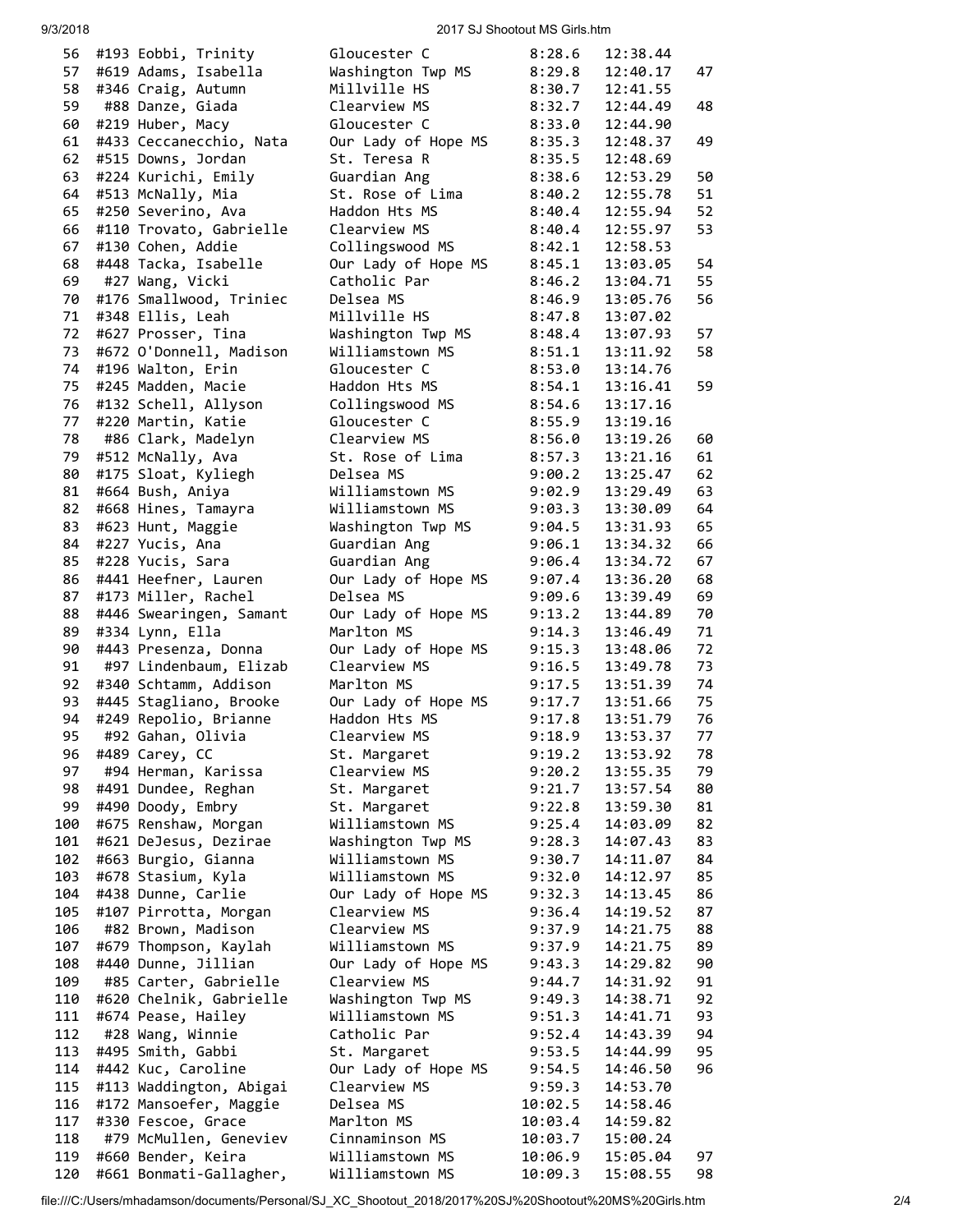| | | | | | | |
|---|---|---|---|---|---|---|
| 56 | #193 Eobbi, Trinity | Gloucester C | 8:28.6 | 12:38.44 | |
| 57 | #619 Adams, Isabella | Washington Twp MS | 8:29.8 | 12:40.17 | 47 |
| 58 | #346 Craig, Autumn | Millville HS | 8:30.7 | 12:41.55 | |
| 59 | #88 Danze, Giada | Clearview MS | 8:32.7 | 12:44.49 | 48 |
| 60 | #219 Huber, Macy | Gloucester C | 8:33.0 | 12:44.90 | |
| 61 | #433 Ceccanecchio, Nata | Our Lady of Hope MS | 8:35.3 | 12:48.37 | 49 |
| 62 | #515 Downs, Jordan | St. Teresa R | 8:35.5 | 12:48.69 | |
| 63 | #224 Kurichi, Emily | Guardian Ang | 8:38.6 | 12:53.29 | 50 |
| 64 | #513 McNally, Mia | St. Rose of Lima | 8:40.2 | 12:55.78 | 51 |
| 65 | #250 Severino, Ava | Haddon Hts MS | 8:40.4 | 12:55.94 | 52 |
| 66 | #110 Trovato, Gabrielle | Clearview MS | 8:40.4 | 12:55.97 | 53 |
| 67 | #130 Cohen, Addie | Collingswood MS | 8:42.1 | 12:58.53 | |
| 68 | #448 Tacka, Isabelle | Our Lady of Hope MS | 8:45.1 | 13:03.05 | 54 |
| 69 | #27 Wang, Vicki | Catholic Par | 8:46.2 | 13:04.71 | 55 |
| 70 | #176 Smallwood, Triniec | Delsea MS | 8:46.9 | 13:05.76 | 56 |
| 71 | #348 Ellis, Leah | Millville HS | 8:47.8 | 13:07.02 | |
| 72 | #627 Prosser, Tina | Washington Twp MS | 8:48.4 | 13:07.93 | 57 |
| 73 | #672 O'Donnell, Madison | Williamstown MS | 8:51.1 | 13:11.92 | 58 |
| 74 | #196 Walton, Erin | Gloucester C | 8:53.0 | 13:14.76 | |
| 75 | #245 Madden, Macie | Haddon Hts MS | 8:54.1 | 13:16.41 | 59 |
| 76 | #132 Schell, Allyson | Collingswood MS | 8:54.6 | 13:17.16 | |
| 77 | #220 Martin, Katie | Gloucester C | 8:55.9 | 13:19.16 | |
| 78 | #86 Clark, Madelyn | Clearview MS | 8:56.0 | 13:19.26 | 60 |
| 79 | #512 McNally, Ava | St. Rose of Lima | 8:57.3 | 13:21.16 | 61 |
| 80 | #175 Sloat, Kyliegh | Delsea MS | 9:00.2 | 13:25.47 | 62 |
| 81 | #664 Bush, Aniya | Williamstown MS | 9:02.9 | 13:29.49 | 63 |
| 82 | #668 Hines, Tamayra | Williamstown MS | 9:03.3 | 13:30.09 | 64 |
| 83 | #623 Hunt, Maggie | Washington Twp MS | 9:04.5 | 13:31.93 | 65 |
| 84 | #227 Yucis, Ana | Guardian Ang | 9:06.1 | 13:34.32 | 66 |
| 85 | #228 Yucis, Sara | Guardian Ang | 9:06.4 | 13:34.72 | 67 |
| 86 | #441 Heefner, Lauren | Our Lady of Hope MS | 9:07.4 | 13:36.20 | 68 |
| 87 | #173 Miller, Rachel | Delsea MS | 9:09.6 | 13:39.49 | 69 |
| 88 | #446 Swearingen, Samant | Our Lady of Hope MS | 9:13.2 | 13:44.89 | 70 |
| 89 | #334 Lynn, Ella | Marlton MS | 9:14.3 | 13:46.49 | 71 |
| 90 | #443 Presenza, Donna | Our Lady of Hope MS | 9:15.3 | 13:48.06 | 72 |
| 91 | #97 Lindenbaum, Elizab | Clearview MS | 9:16.5 | 13:49.78 | 73 |
| 92 | #340 Schtamm, Addison | Marlton MS | 9:17.5 | 13:51.39 | 74 |
| 93 | #445 Stagliano, Brooke | Our Lady of Hope MS | 9:17.7 | 13:51.66 | 75 |
| 94 | #249 Repolio, Brianne | Haddon Hts MS | 9:17.8 | 13:51.79 | 76 |
| 95 | #92 Gahan, Olivia | Clearview MS | 9:18.9 | 13:53.37 | 77 |
| 96 | #489 Carey, CC | St. Margaret | 9:19.2 | 13:53.92 | 78 |
| 97 | #94 Herman, Karissa | Clearview MS | 9:20.2 | 13:55.35 | 79 |
| 98 | #491 Dundee, Reghan | St. Margaret | 9:21.7 | 13:57.54 | 80 |
| 99 | #490 Doody, Embry | St. Margaret | 9:22.8 | 13:59.30 | 81 |
| 100 | #675 Renshaw, Morgan | Williamstown MS | 9:25.4 | 14:03.09 | 82 |
| 101 | #621 DeJesus, Dezirae | Washington Twp MS | 9:28.3 | 14:07.43 | 83 |
| 102 | #663 Burgio, Gianna | Williamstown MS | 9:30.7 | 14:11.07 | 84 |
| 103 | #678 Stasium, Kyla | Williamstown MS | 9:32.0 | 14:12.97 | 85 |
| 104 | #438 Dunne, Carlie | Our Lady of Hope MS | 9:32.3 | 14:13.45 | 86 |
| 105 | #107 Pirrotta, Morgan | Clearview MS | 9:36.4 | 14:19.52 | 87 |
| 106 | #82 Brown, Madison | Clearview MS | 9:37.9 | 14:21.75 | 88 |
| 107 | #679 Thompson, Kaylah | Williamstown MS | 9:37.9 | 14:21.75 | 89 |
| 108 | #440 Dunne, Jillian | Our Lady of Hope MS | 9:43.3 | 14:29.82 | 90 |
| 109 | #85 Carter, Gabrielle | Clearview MS | 9:44.7 | 14:31.92 | 91 |
| 110 | #620 Chelnik, Gabrielle | Washington Twp MS | 9:49.3 | 14:38.71 | 92 |
| 111 | #674 Pease, Hailey | Williamstown MS | 9:51.3 | 14:41.71 | 93 |
| 112 | #28 Wang, Winnie | Catholic Par | 9:52.4 | 14:43.39 | 94 |
| 113 | #495 Smith, Gabbi | St. Margaret | 9:53.5 | 14:44.99 | 95 |
| 114 | #442 Kuc, Caroline | Our Lady of Hope MS | 9:54.5 | 14:46.50 | 96 |
| 115 | #113 Waddington, Abigai | Clearview MS | 9:59.3 | 14:53.70 | |
| 116 | #172 Mansoefer, Maggie | Delsea MS | 10:02.5 | 14:58.46 | |
| 117 | #330 Fescoe, Grace | Marlton MS | 10:03.4 | 14:59.82 | |
| 118 | #79 McMullen, Geneviev | Cinnaminson MS | 10:03.7 | 15:00.24 | |
| 119 | #660 Bender, Keira | Williamstown MS | 10:06.9 | 15:05.04 | 97 |
| 120 | #661 Bonmati-Gallagher, | Williamstown MS | 10:09.3 | 15:08.55 | 98 |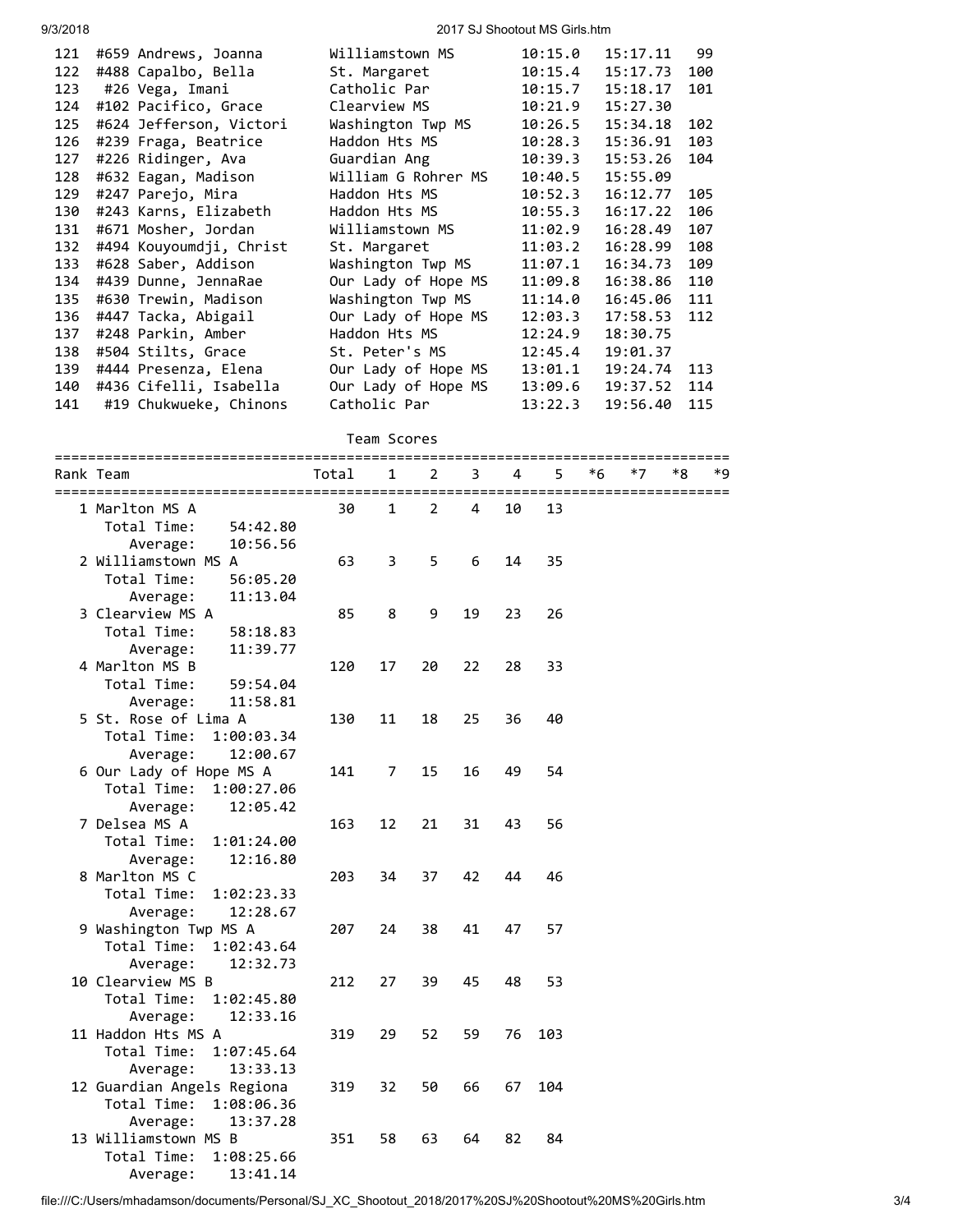| | | | | | | |
|---|---|---|---|---|---|---|
| 121 | #659 | Andrews, Joanna | Williamstown MS | 10:15.0 | 15:17.11 | 99 |
| 122 | #488 | Capalbo, Bella | St. Margaret | 10:15.4 | 15:17.73 | 100 |
| 123 | #26 | Vega, Imani | Catholic Par | 10:15.7 | 15:18.17 | 101 |
| 124 | #102 | Pacifico, Grace | Clearview MS | 10:21.9 | 15:27.30 | |
| 125 | #624 | Jefferson, Victori | Washington Twp MS | 10:26.5 | 15:34.18 | 102 |
| 126 | #239 | Fraga, Beatrice | Haddon Hts MS | 10:28.3 | 15:36.91 | 103 |
| 127 | #226 | Ridinger, Ava | Guardian Ang | 10:39.3 | 15:53.26 | 104 |
| 128 | #632 | Eagan, Madison | William G Rohrer MS | 10:40.5 | 15:55.09 | |
| 129 | #247 | Parejo, Mira | Haddon Hts MS | 10:52.3 | 16:12.77 | 105 |
| 130 | #243 | Karns, Elizabeth | Haddon Hts MS | 10:55.3 | 16:17.22 | 106 |
| 131 | #671 | Mosher, Jordan | Williamstown MS | 11:02.9 | 16:28.49 | 107 |
| 132 | #494 | Kouyoumdji, Christ | St. Margaret | 11:03.2 | 16:28.99 | 108 |
| 133 | #628 | Saber, Addison | Washington Twp MS | 11:07.1 | 16:34.73 | 109 |
| 134 | #439 | Dunne, JennaRae | Our Lady of Hope MS | 11:09.8 | 16:38.86 | 110 |
| 135 | #630 | Trewin, Madison | Washington Twp MS | 11:14.0 | 16:45.06 | 111 |
| 136 | #447 | Tacka, Abigail | Our Lady of Hope MS | 12:03.3 | 17:58.53 | 112 |
| 137 | #248 | Parkin, Amber | Haddon Hts MS | 12:24.9 | 18:30.75 | |
| 138 | #504 | Stilts, Grace | St. Peter's MS | 12:45.4 | 19:01.37 | |
| 139 | #444 | Presenza, Elena | Our Lady of Hope MS | 13:01.1 | 19:24.74 | 113 |
| 140 | #436 | Cifelli, Isabella | Our Lady of Hope MS | 13:09.6 | 19:37.52 | 114 |
| 141 | #19 | Chukwueke, Chinons | Catholic Par | 13:22.3 | 19:56.40 | 115 |

## Team Scores

| Rank | Team | Total | 1 | 2 | 3 | 4 | 5 | *6 | *7 | *8 | *9 |
|---|---|---|---|---|---|---|---|---|---|---|---|
| 1 | Marlton MS A | 30 | 1 | 2 | 4 | 10 | 13 | | | | |
| | Total Time: 54:42.80 | | | | | | | | | | |
| | Average: 10:56.56 | | | | | | | | | | |
| 2 | Williamstown MS A | 63 | 3 | 5 | 6 | 14 | 35 | | | | |
| | Total Time: 56:05.20 | | | | | | | | | | |
| | Average: 11:13.04 | | | | | | | | | | |
| 3 | Clearview MS A | 85 | 8 | 9 | 19 | 23 | 26 | | | | |
| | Total Time: 58:18.83 | | | | | | | | | | |
| | Average: 11:39.77 | | | | | | | | | | |
| 4 | Marlton MS B | 120 | 17 | 20 | 22 | 28 | 33 | | | | |
| | Total Time: 59:54.04 | | | | | | | | | | |
| | Average: 11:58.81 | | | | | | | | | | |
| 5 | St. Rose of Lima A | 130 | 11 | 18 | 25 | 36 | 40 | | | | |
| | Total Time: 1:00:03.34 | | | | | | | | | | |
| | Average: 12:00.67 | | | | | | | | | | |
| 6 | Our Lady of Hope MS A | 141 | 7 | 15 | 16 | 49 | 54 | | | | |
| | Total Time: 1:00:27.06 | | | | | | | | | | |
| | Average: 12:05.42 | | | | | | | | | | |
| 7 | Delsea MS A | 163 | 12 | 21 | 31 | 43 | 56 | | | | |
| | Total Time: 1:01:24.00 | | | | | | | | | | |
| | Average: 12:16.80 | | | | | | | | | | |
| 8 | Marlton MS C | 203 | 34 | 37 | 42 | 44 | 46 | | | | |
| | Total Time: 1:02:23.33 | | | | | | | | | | |
| | Average: 12:28.67 | | | | | | | | | | |
| 9 | Washington Twp MS A | 207 | 24 | 38 | 41 | 47 | 57 | | | | |
| | Total Time: 1:02:43.64 | | | | | | | | | | |
| | Average: 12:32.73 | | | | | | | | | | |
| 10 | Clearview MS B | 212 | 27 | 39 | 45 | 48 | 53 | | | | |
| | Total Time: 1:02:45.80 | | | | | | | | | | |
| | Average: 12:33.16 | | | | | | | | | | |
| 11 | Haddon Hts MS A | 319 | 29 | 52 | 59 | 76 | 103 | | | | |
| | Total Time: 1:07:45.64 | | | | | | | | | | |
| | Average: 13:33.13 | | | | | | | | | | |
| 12 | Guardian Angels Regiona | 319 | 32 | 50 | 66 | 67 | 104 | | | | |
| | Total Time: 1:08:06.36 | | | | | | | | | | |
| | Average: 13:37.28 | | | | | | | | | | |
| 13 | Williamstown MS B | 351 | 58 | 63 | 64 | 82 | 84 | | | | |
| | Total Time: 1:08:25.66 | | | | | | | | | | |
| | Average: 13:41.14 | | | | | | | | | | |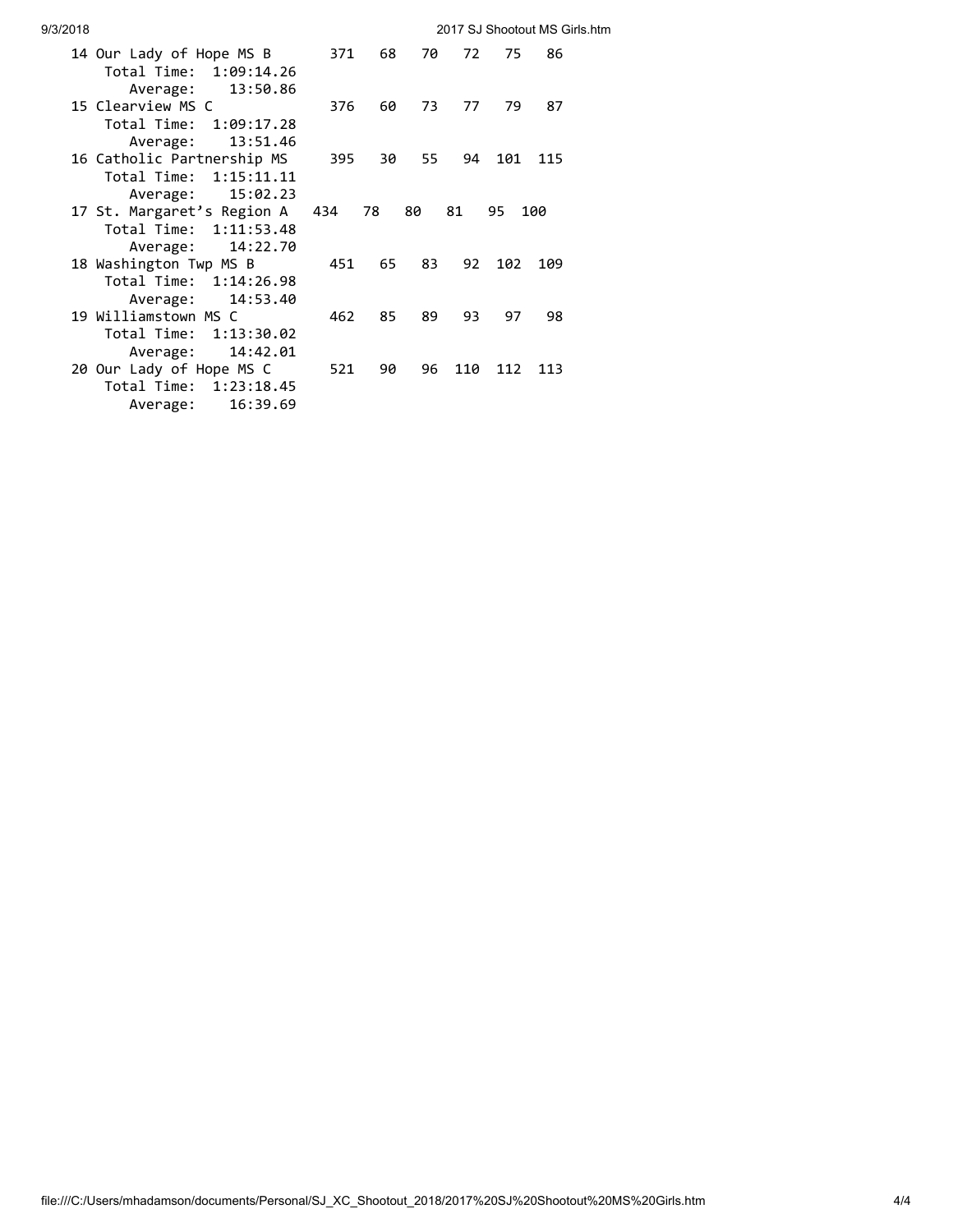```
14 Our Lady of Hope MS B       371   68   70   72   75   86
    Total Time:  1:09:14.26
       Average:    13:50.86
15 Clearview MS C              376   60   73   77   79   87
    Total Time:  1:09:17.28
       Average:    13:51.46
16 Catholic Partnership MS     395   30   55   94  101  115
    Total Time:  1:15:11.11
       Average:    15:02.23
17 St. Margaret's Region A   434   78   80   81   95  100
    Total Time:  1:11:53.48
       Average:    14:22.70
18 Washington Twp MS B         451   65   83   92  102  109
    Total Time:  1:14:26.98
       Average:    14:53.40
19 Williamstown MS C           462   85   89   93   97   98
    Total Time:  1:13:30.02
       Average:    14:42.01
20 Our Lady of Hope MS C       521   90   96  110  112  113
    Total Time:  1:23:18.45
       Average:    16:39.69
```